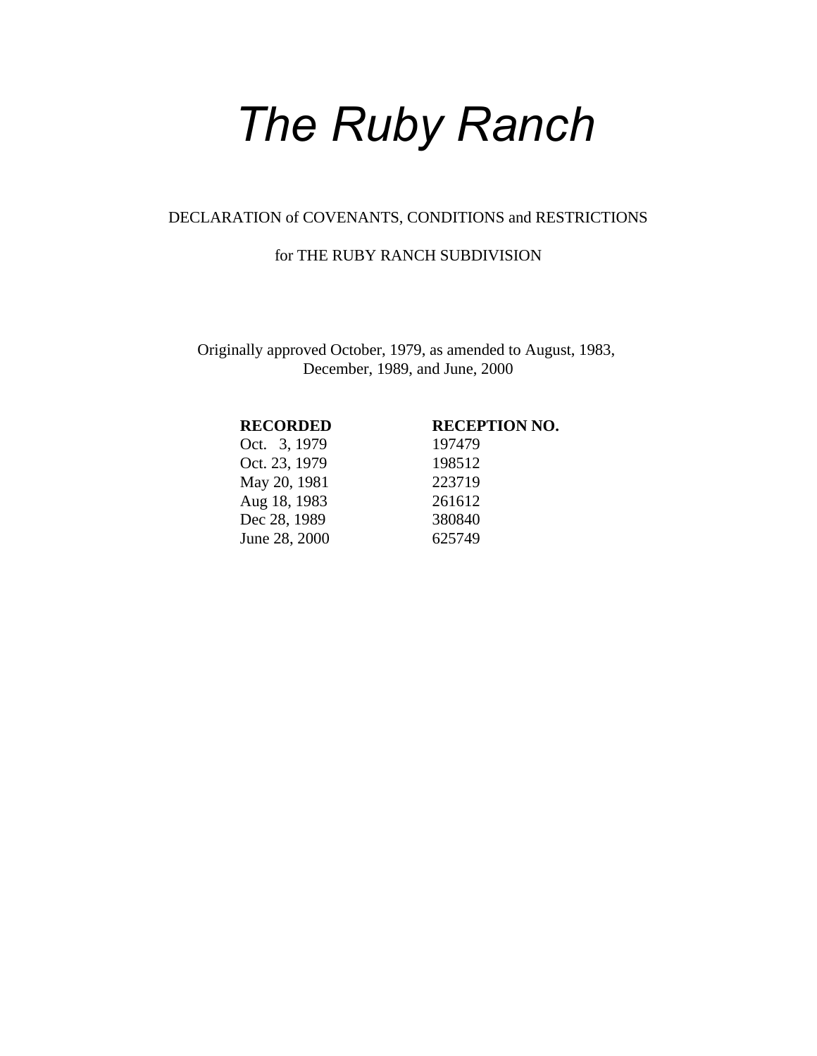# *The Ruby Ranch*

DECLARATION of COVENANTS, CONDITIONS and RESTRICTIONS

for THE RUBY RANCH SUBDIVISION

Originally approved October, 1979, as amended to August, 1983, December, 1989, and June, 2000

| **RECORDED** | **RECEPTION NO.** |
|---|---|
| Oct. 3, 1979 | 197479 |
| Oct. 23, 1979 | 198512 |
| May 20, 1981 | 223719 |
| Aug 18, 1983 | 261612 |
| Dec 28, 1989 | 380840 |
| June 28, 2000 | 625749 |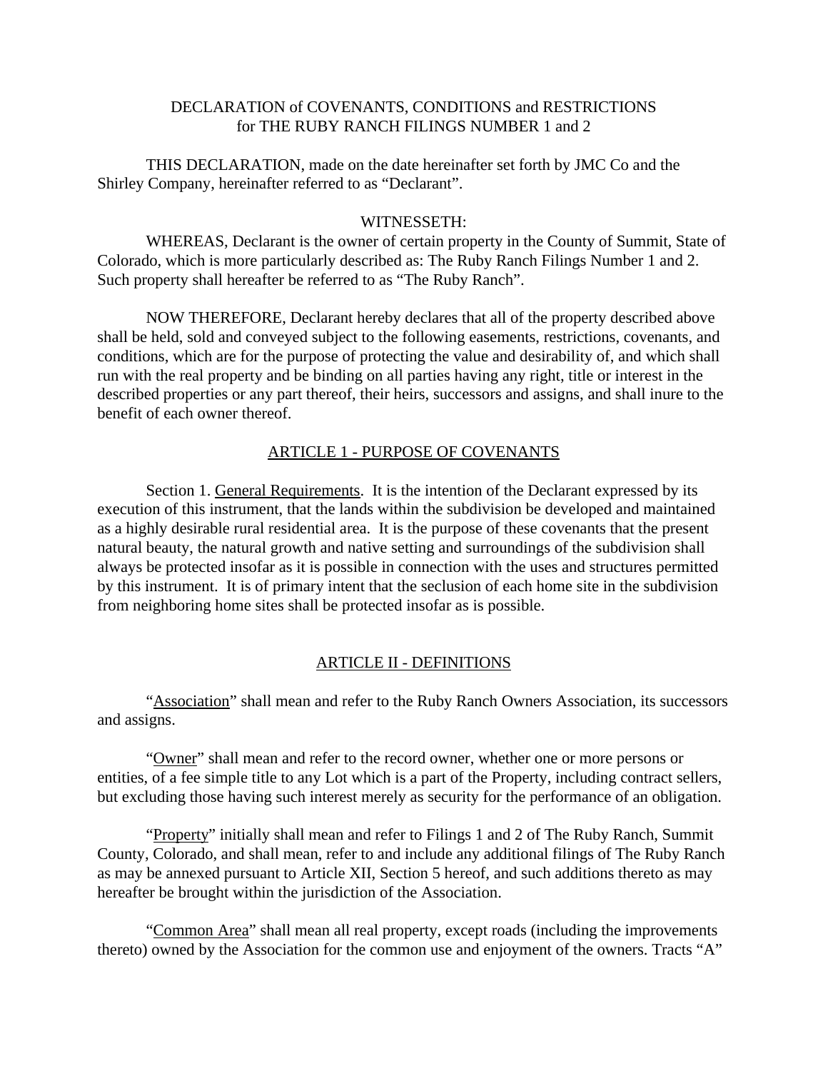# DECLARATION of COVENANTS, CONDITIONS and RESTRICTIONS for THE RUBY RANCH FILINGS NUMBER 1 and 2

THIS DECLARATION, made on the date hereinafter set forth by JMC Co and the Shirley Company, hereinafter referred to as "Declarant".

WITNESSETH:

WHEREAS, Declarant is the owner of certain property in the County of Summit, State of Colorado, which is more particularly described as: The Ruby Ranch Filings Number 1 and 2. Such property shall hereafter be referred to as "The Ruby Ranch".

NOW THEREFORE, Declarant hereby declares that all of the property described above shall be held, sold and conveyed subject to the following easements, restrictions, covenants, and conditions, which are for the purpose of protecting the value and desirability of, and which shall run with the real property and be binding on all parties having any right, title or interest in the described properties or any part thereof, their heirs, successors and assigns, and shall inure to the benefit of each owner thereof.

## ARTICLE 1 - PURPOSE OF COVENANTS

Section 1. General Requirements. It is the intention of the Declarant expressed by its execution of this instrument, that the lands within the subdivision be developed and maintained as a highly desirable rural residential area. It is the purpose of these covenants that the present natural beauty, the natural growth and native setting and surroundings of the subdivision shall always be protected insofar as it is possible in connection with the uses and structures permitted by this instrument. It is of primary intent that the seclusion of each home site in the subdivision from neighboring home sites shall be protected insofar as is possible.

## ARTICLE II - DEFINITIONS

"Association" shall mean and refer to the Ruby Ranch Owners Association, its successors and assigns.

"Owner" shall mean and refer to the record owner, whether one or more persons or entities, of a fee simple title to any Lot which is a part of the Property, including contract sellers, but excluding those having such interest merely as security for the performance of an obligation.

"Property" initially shall mean and refer to Filings 1 and 2 of The Ruby Ranch, Summit County, Colorado, and shall mean, refer to and include any additional filings of The Ruby Ranch as may be annexed pursuant to Article XII, Section 5 hereof, and such additions thereto as may hereafter be brought within the jurisdiction of the Association.

"Common Area" shall mean all real property, except roads (including the improvements thereto) owned by the Association for the common use and enjoyment of the owners. Tracts "A"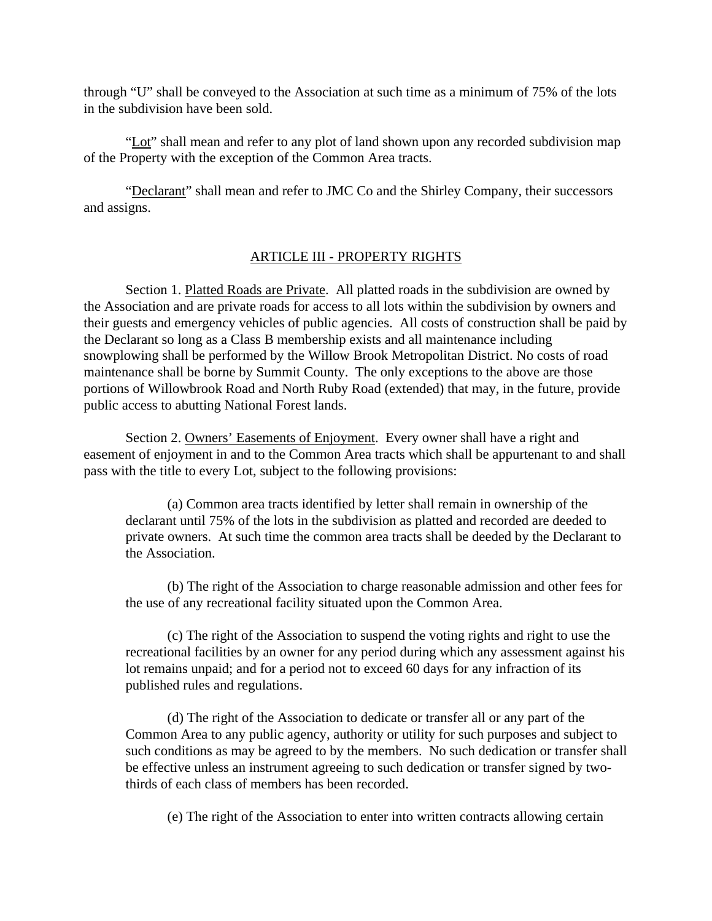through "U" shall be conveyed to the Association at such time as a minimum of 75% of the lots in the subdivision have been sold.

"Lot" shall mean and refer to any plot of land shown upon any recorded subdivision map of the Property with the exception of the Common Area tracts.

"Declarant" shall mean and refer to JMC Co and the Shirley Company, their successors and assigns.

## ARTICLE III - PROPERTY RIGHTS

Section 1. Platted Roads are Private. All platted roads in the subdivision are owned by the Association and are private roads for access to all lots within the subdivision by owners and their guests and emergency vehicles of public agencies. All costs of construction shall be paid by the Declarant so long as a Class B membership exists and all maintenance including snowplowing shall be performed by the Willow Brook Metropolitan District. No costs of road maintenance shall be borne by Summit County. The only exceptions to the above are those portions of Willowbrook Road and North Ruby Road (extended) that may, in the future, provide public access to abutting National Forest lands.

Section 2. Owners' Easements of Enjoyment. Every owner shall have a right and easement of enjoyment in and to the Common Area tracts which shall be appurtenant to and shall pass with the title to every Lot, subject to the following provisions:

(a) Common area tracts identified by letter shall remain in ownership of the declarant until 75% of the lots in the subdivision as platted and recorded are deeded to private owners. At such time the common area tracts shall be deeded by the Declarant to the Association.

(b) The right of the Association to charge reasonable admission and other fees for the use of any recreational facility situated upon the Common Area.

(c) The right of the Association to suspend the voting rights and right to use the recreational facilities by an owner for any period during which any assessment against his lot remains unpaid; and for a period not to exceed 60 days for any infraction of its published rules and regulations.

(d) The right of the Association to dedicate or transfer all or any part of the Common Area to any public agency, authority or utility for such purposes and subject to such conditions as may be agreed to by the members. No such dedication or transfer shall be effective unless an instrument agreeing to such dedication or transfer signed by two-thirds of each class of members has been recorded.

(e) The right of the Association to enter into written contracts allowing certain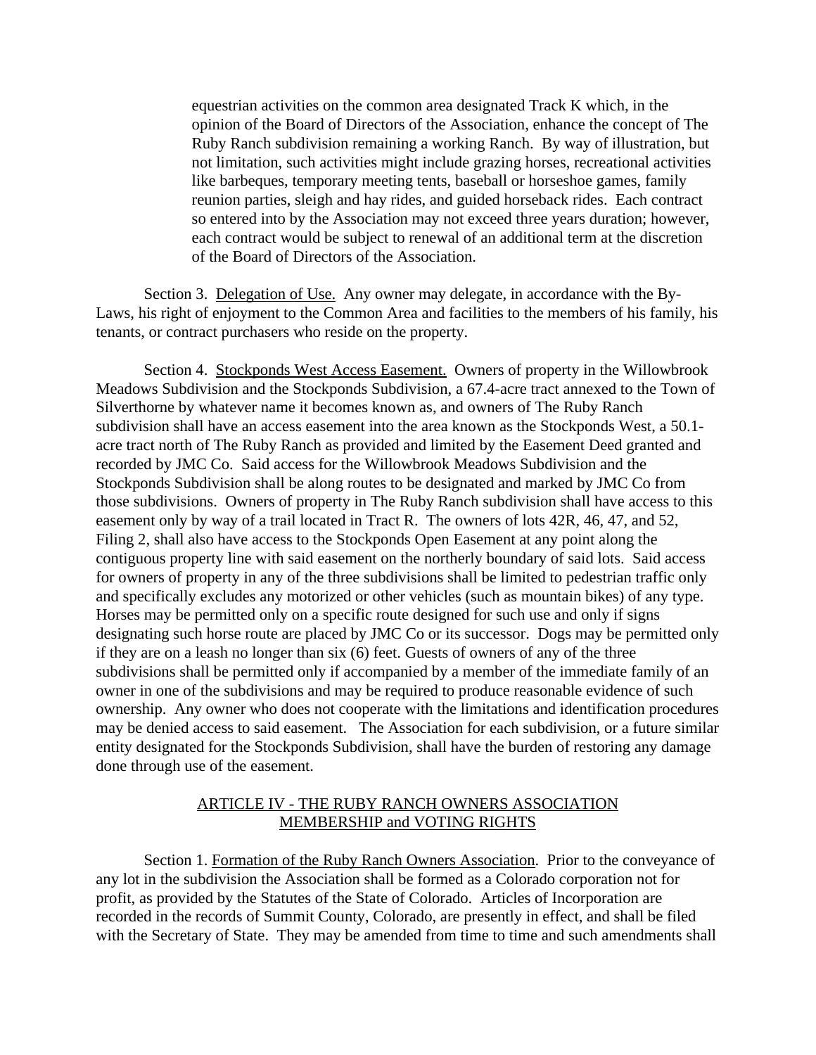equestrian activities on the common area designated Track K which, in the opinion of the Board of Directors of the Association, enhance the concept of The Ruby Ranch subdivision remaining a working Ranch. By way of illustration, but not limitation, such activities might include grazing horses, recreational activities like barbeques, temporary meeting tents, baseball or horseshoe games, family reunion parties, sleigh and hay rides, and guided horseback rides. Each contract so entered into by the Association may not exceed three years duration; however, each contract would be subject to renewal of an additional term at the discretion of the Board of Directors of the Association.

Section 3. Delegation of Use. Any owner may delegate, in accordance with the By-Laws, his right of enjoyment to the Common Area and facilities to the members of his family, his tenants, or contract purchasers who reside on the property.

Section 4. Stockponds West Access Easement. Owners of property in the Willowbrook Meadows Subdivision and the Stockponds Subdivision, a 67.4-acre tract annexed to the Town of Silverthorne by whatever name it becomes known as, and owners of The Ruby Ranch subdivision shall have an access easement into the area known as the Stockponds West, a 50.1-acre tract north of The Ruby Ranch as provided and limited by the Easement Deed granted and recorded by JMC Co. Said access for the Willowbrook Meadows Subdivision and the Stockponds Subdivision shall be along routes to be designated and marked by JMC Co from those subdivisions. Owners of property in The Ruby Ranch subdivision shall have access to this easement only by way of a trail located in Tract R. The owners of lots 42R, 46, 47, and 52, Filing 2, shall also have access to the Stockponds Open Easement at any point along the contiguous property line with said easement on the northerly boundary of said lots. Said access for owners of property in any of the three subdivisions shall be limited to pedestrian traffic only and specifically excludes any motorized or other vehicles (such as mountain bikes) of any type. Horses may be permitted only on a specific route designed for such use and only if signs designating such horse route are placed by JMC Co or its successor. Dogs may be permitted only if they are on a leash no longer than six (6) feet. Guests of owners of any of the three subdivisions shall be permitted only if accompanied by a member of the immediate family of an owner in one of the subdivisions and may be required to produce reasonable evidence of such ownership. Any owner who does not cooperate with the limitations and identification procedures may be denied access to said easement. The Association for each subdivision, or a future similar entity designated for the Stockponds Subdivision, shall have the burden of restoring any damage done through use of the easement.

## ARTICLE IV - THE RUBY RANCH OWNERS ASSOCIATION MEMBERSHIP and VOTING RIGHTS

Section 1. Formation of the Ruby Ranch Owners Association. Prior to the conveyance of any lot in the subdivision the Association shall be formed as a Colorado corporation not for profit, as provided by the Statutes of the State of Colorado. Articles of Incorporation are recorded in the records of Summit County, Colorado, are presently in effect, and shall be filed with the Secretary of State. They may be amended from time to time and such amendments shall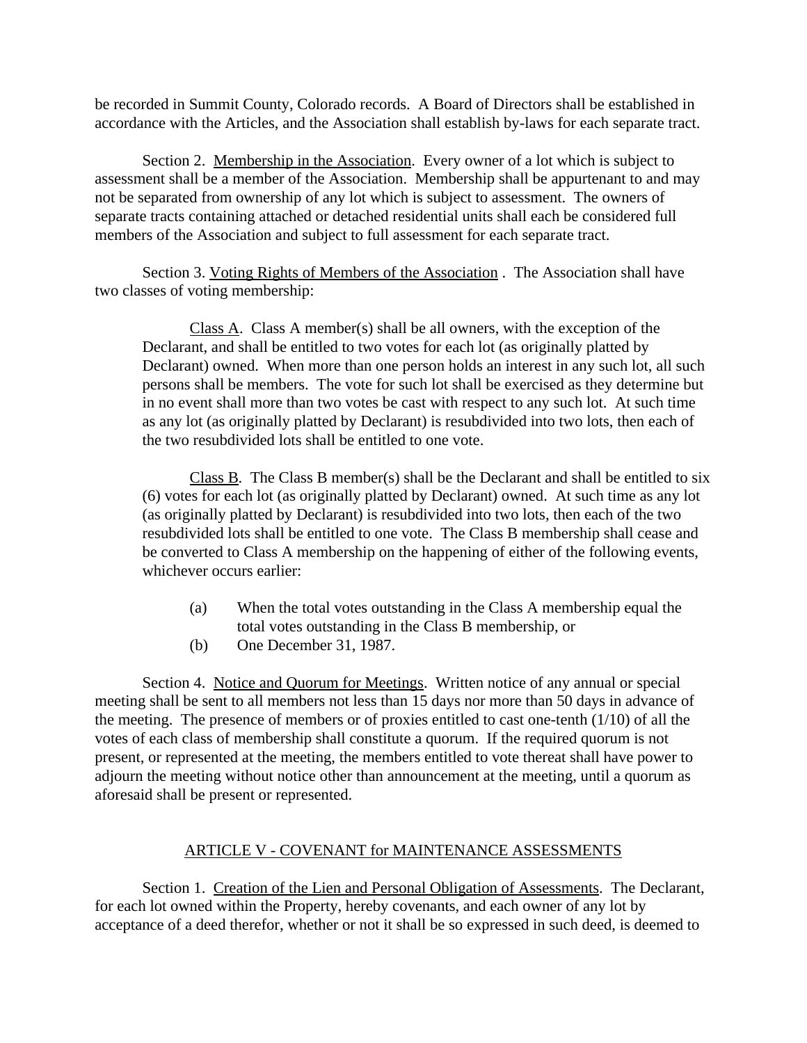be recorded in Summit County, Colorado records. A Board of Directors shall be established in accordance with the Articles, and the Association shall establish by-laws for each separate tract.

Section 2. Membership in the Association. Every owner of a lot which is subject to assessment shall be a member of the Association. Membership shall be appurtenant to and may not be separated from ownership of any lot which is subject to assessment. The owners of separate tracts containing attached or detached residential units shall each be considered full members of the Association and subject to full assessment for each separate tract.

Section 3. Voting Rights of Members of the Association . The Association shall have two classes of voting membership:

> Class A. Class A member(s) shall be all owners, with the exception of the Declarant, and shall be entitled to two votes for each lot (as originally platted by Declarant) owned. When more than one person holds an interest in any such lot, all such persons shall be members. The vote for such lot shall be exercised as they determine but in no event shall more than two votes be cast with respect to any such lot. At such time as any lot (as originally platted by Declarant) is resubdivided into two lots, then each of the two resubdivided lots shall be entitled to one vote.
>
> Class B. The Class B member(s) shall be the Declarant and shall be entitled to six (6) votes for each lot (as originally platted by Declarant) owned. At such time as any lot (as originally platted by Declarant) is resubdivided into two lots, then each of the two resubdivided lots shall be entitled to one vote. The Class B membership shall cease and be converted to Class A membership on the happening of either of the following events, whichever occurs earlier:
>
> (a) When the total votes outstanding in the Class A membership equal the total votes outstanding in the Class B membership, or
>
> (b) One December 31, 1987.

Section 4. Notice and Quorum for Meetings. Written notice of any annual or special meeting shall be sent to all members not less than 15 days nor more than 50 days in advance of the meeting. The presence of members or of proxies entitled to cast one-tenth (1/10) of all the votes of each class of membership shall constitute a quorum. If the required quorum is not present, or represented at the meeting, the members entitled to vote thereat shall have power to adjourn the meeting without notice other than announcement at the meeting, until a quorum as aforesaid shall be present or represented.

## ARTICLE V - COVENANT for MAINTENANCE ASSESSMENTS

Section 1. Creation of the Lien and Personal Obligation of Assessments. The Declarant, for each lot owned within the Property, hereby covenants, and each owner of any lot by acceptance of a deed therefor, whether or not it shall be so expressed in such deed, is deemed to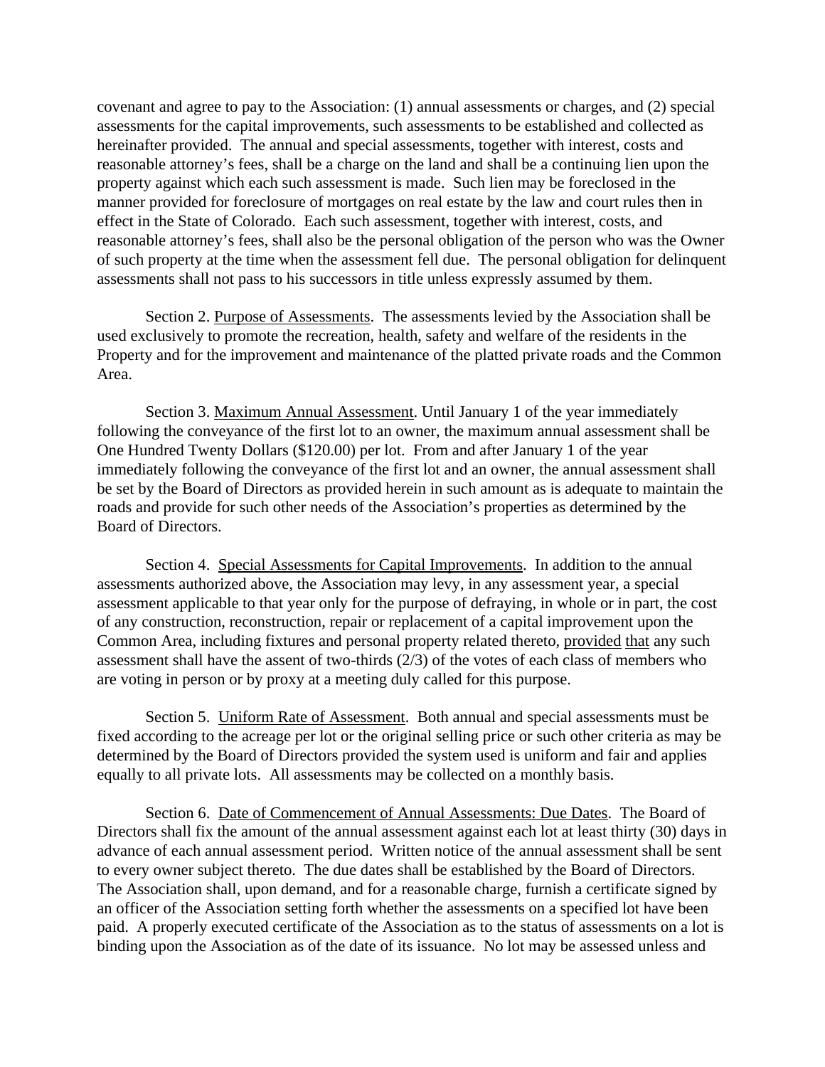covenant and agree to pay to the Association: (1) annual assessments or charges, and (2) special assessments for the capital improvements, such assessments to be established and collected as hereinafter provided. The annual and special assessments, together with interest, costs and reasonable attorney's fees, shall be a charge on the land and shall be a continuing lien upon the property against which each such assessment is made. Such lien may be foreclosed in the manner provided for foreclosure of mortgages on real estate by the law and court rules then in effect in the State of Colorado. Each such assessment, together with interest, costs, and reasonable attorney's fees, shall also be the personal obligation of the person who was the Owner of such property at the time when the assessment fell due. The personal obligation for delinquent assessments shall not pass to his successors in title unless expressly assumed by them.

Section 2. Purpose of Assessments. The assessments levied by the Association shall be used exclusively to promote the recreation, health, safety and welfare of the residents in the Property and for the improvement and maintenance of the platted private roads and the Common Area.

Section 3. Maximum Annual Assessment. Until January 1 of the year immediately following the conveyance of the first lot to an owner, the maximum annual assessment shall be One Hundred Twenty Dollars ($120.00) per lot. From and after January 1 of the year immediately following the conveyance of the first lot and an owner, the annual assessment shall be set by the Board of Directors as provided herein in such amount as is adequate to maintain the roads and provide for such other needs of the Association's properties as determined by the Board of Directors.

Section 4. Special Assessments for Capital Improvements. In addition to the annual assessments authorized above, the Association may levy, in any assessment year, a special assessment applicable to that year only for the purpose of defraying, in whole or in part, the cost of any construction, reconstruction, repair or replacement of a capital improvement upon the Common Area, including fixtures and personal property related thereto, provided that any such assessment shall have the assent of two-thirds (2/3) of the votes of each class of members who are voting in person or by proxy at a meeting duly called for this purpose.

Section 5. Uniform Rate of Assessment. Both annual and special assessments must be fixed according to the acreage per lot or the original selling price or such other criteria as may be determined by the Board of Directors provided the system used is uniform and fair and applies equally to all private lots. All assessments may be collected on a monthly basis.

Section 6. Date of Commencement of Annual Assessments: Due Dates. The Board of Directors shall fix the amount of the annual assessment against each lot at least thirty (30) days in advance of each annual assessment period. Written notice of the annual assessment shall be sent to every owner subject thereto. The due dates shall be established by the Board of Directors. The Association shall, upon demand, and for a reasonable charge, furnish a certificate signed by an officer of the Association setting forth whether the assessments on a specified lot have been paid. A properly executed certificate of the Association as to the status of assessments on a lot is binding upon the Association as of the date of its issuance. No lot may be assessed unless and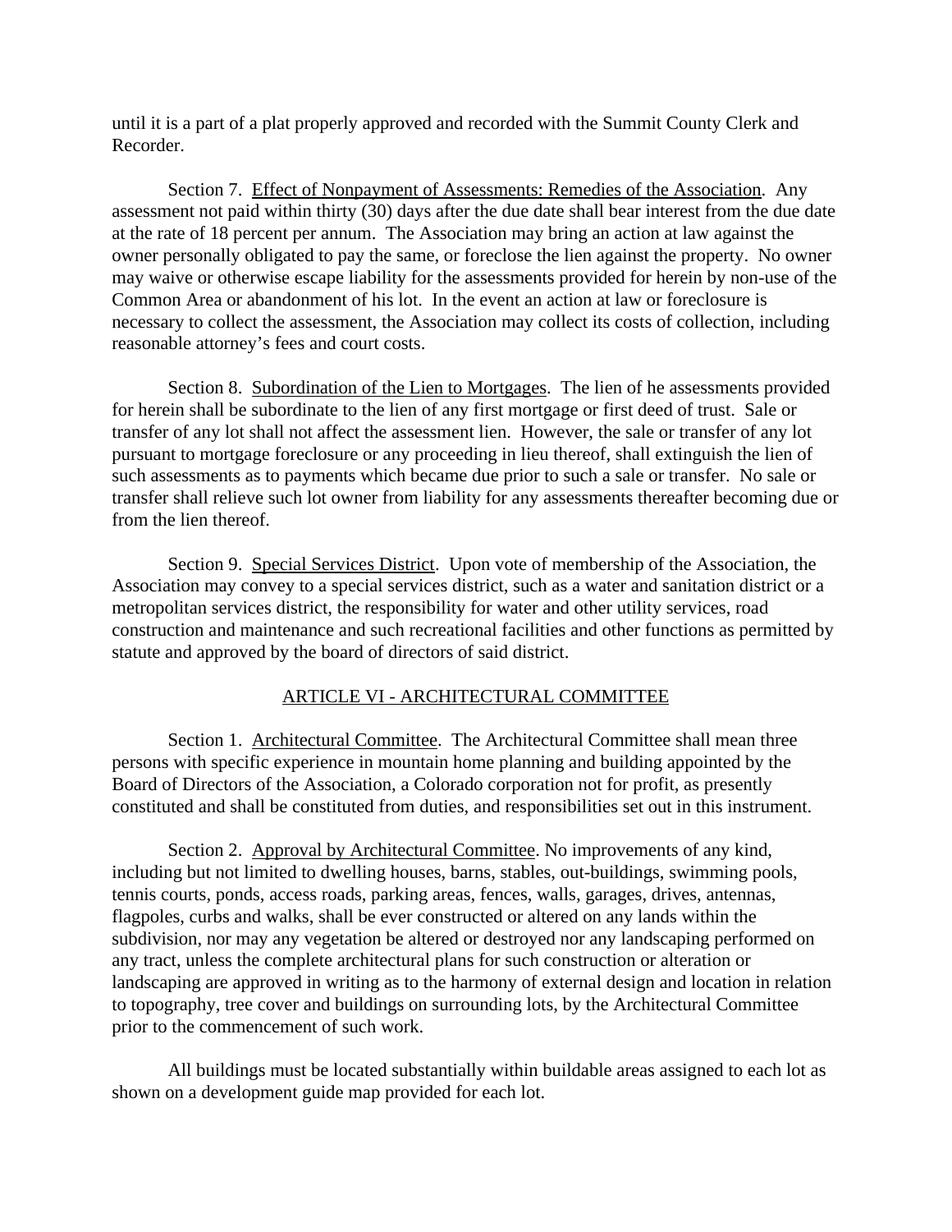until it is a part of a plat properly approved and recorded with the Summit County Clerk and Recorder.

Section 7. Effect of Nonpayment of Assessments: Remedies of the Association. Any assessment not paid within thirty (30) days after the due date shall bear interest from the due date at the rate of 18 percent per annum. The Association may bring an action at law against the owner personally obligated to pay the same, or foreclose the lien against the property. No owner may waive or otherwise escape liability for the assessments provided for herein by non-use of the Common Area or abandonment of his lot. In the event an action at law or foreclosure is necessary to collect the assessment, the Association may collect its costs of collection, including reasonable attorney's fees and court costs.

Section 8. Subordination of the Lien to Mortgages. The lien of he assessments provided for herein shall be subordinate to the lien of any first mortgage or first deed of trust. Sale or transfer of any lot shall not affect the assessment lien. However, the sale or transfer of any lot pursuant to mortgage foreclosure or any proceeding in lieu thereof, shall extinguish the lien of such assessments as to payments which became due prior to such a sale or transfer. No sale or transfer shall relieve such lot owner from liability for any assessments thereafter becoming due or from the lien thereof.

Section 9. Special Services District. Upon vote of membership of the Association, the Association may convey to a special services district, such as a water and sanitation district or a metropolitan services district, the responsibility for water and other utility services, road construction and maintenance and such recreational facilities and other functions as permitted by statute and approved by the board of directors of said district.

## ARTICLE VI - ARCHITECTURAL COMMITTEE

Section 1. Architectural Committee. The Architectural Committee shall mean three persons with specific experience in mountain home planning and building appointed by the Board of Directors of the Association, a Colorado corporation not for profit, as presently constituted and shall be constituted from duties, and responsibilities set out in this instrument.

Section 2. Approval by Architectural Committee. No improvements of any kind, including but not limited to dwelling houses, barns, stables, out-buildings, swimming pools, tennis courts, ponds, access roads, parking areas, fences, walls, garages, drives, antennas, flagpoles, curbs and walks, shall be ever constructed or altered on any lands within the subdivision, nor may any vegetation be altered or destroyed nor any landscaping performed on any tract, unless the complete architectural plans for such construction or alteration or landscaping are approved in writing as to the harmony of external design and location in relation to topography, tree cover and buildings on surrounding lots, by the Architectural Committee prior to the commencement of such work.

All buildings must be located substantially within buildable areas assigned to each lot as shown on a development guide map provided for each lot.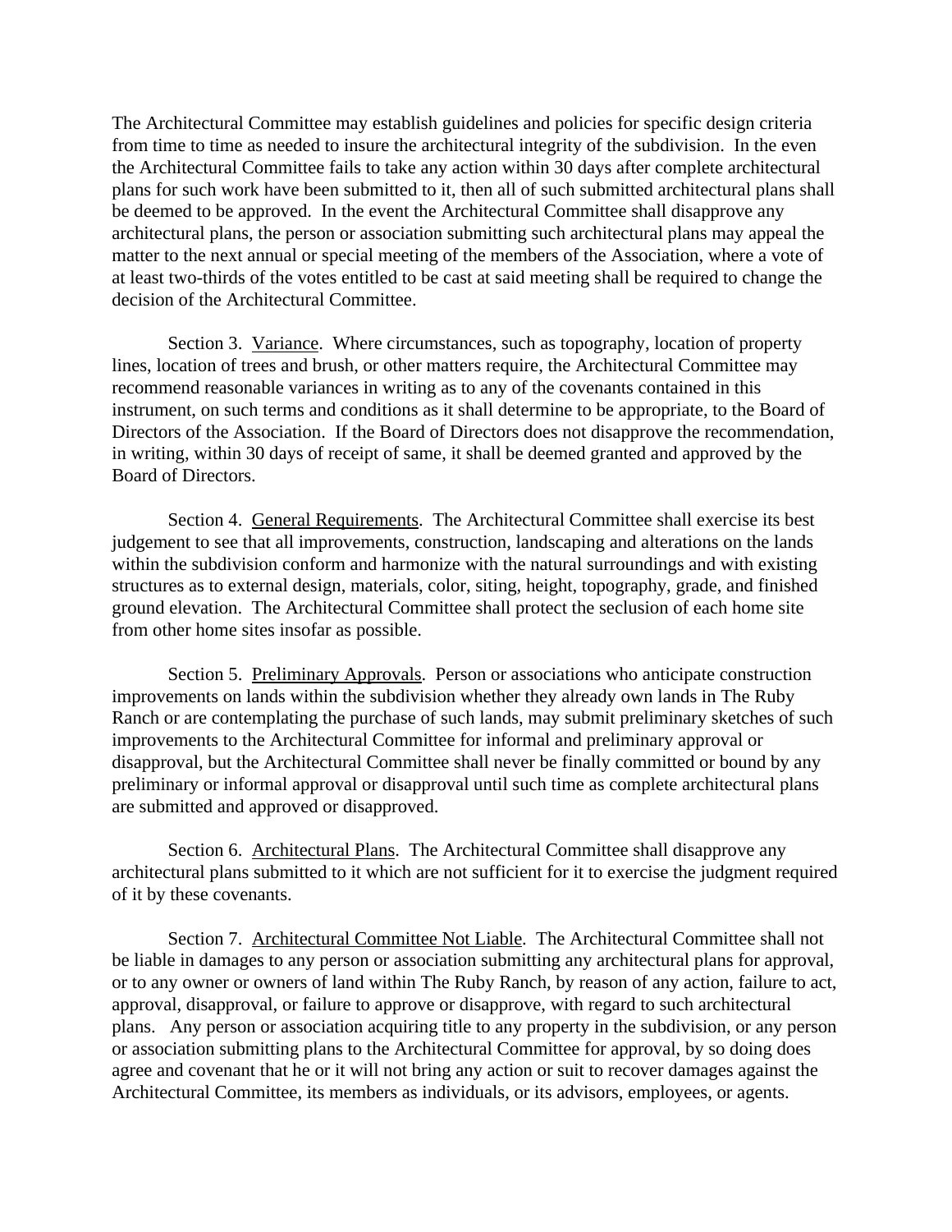The Architectural Committee may establish guidelines and policies for specific design criteria from time to time as needed to insure the architectural integrity of the subdivision. In the even the Architectural Committee fails to take any action within 30 days after complete architectural plans for such work have been submitted to it, then all of such submitted architectural plans shall be deemed to be approved. In the event the Architectural Committee shall disapprove any architectural plans, the person or association submitting such architectural plans may appeal the matter to the next annual or special meeting of the members of the Association, where a vote of at least two-thirds of the votes entitled to be cast at said meeting shall be required to change the decision of the Architectural Committee.

Section 3. Variance. Where circumstances, such as topography, location of property lines, location of trees and brush, or other matters require, the Architectural Committee may recommend reasonable variances in writing as to any of the covenants contained in this instrument, on such terms and conditions as it shall determine to be appropriate, to the Board of Directors of the Association. If the Board of Directors does not disapprove the recommendation, in writing, within 30 days of receipt of same, it shall be deemed granted and approved by the Board of Directors.

Section 4. General Requirements. The Architectural Committee shall exercise its best judgement to see that all improvements, construction, landscaping and alterations on the lands within the subdivision conform and harmonize with the natural surroundings and with existing structures as to external design, materials, color, siting, height, topography, grade, and finished ground elevation. The Architectural Committee shall protect the seclusion of each home site from other home sites insofar as possible.

Section 5. Preliminary Approvals. Person or associations who anticipate construction improvements on lands within the subdivision whether they already own lands in The Ruby Ranch or are contemplating the purchase of such lands, may submit preliminary sketches of such improvements to the Architectural Committee for informal and preliminary approval or disapproval, but the Architectural Committee shall never be finally committed or bound by any preliminary or informal approval or disapproval until such time as complete architectural plans are submitted and approved or disapproved.

Section 6. Architectural Plans. The Architectural Committee shall disapprove any architectural plans submitted to it which are not sufficient for it to exercise the judgment required of it by these covenants.

Section 7. Architectural Committee Not Liable. The Architectural Committee shall not be liable in damages to any person or association submitting any architectural plans for approval, or to any owner or owners of land within The Ruby Ranch, by reason of any action, failure to act, approval, disapproval, or failure to approve or disapprove, with regard to such architectural plans. Any person or association acquiring title to any property in the subdivision, or any person or association submitting plans to the Architectural Committee for approval, by so doing does agree and covenant that he or it will not bring any action or suit to recover damages against the Architectural Committee, its members as individuals, or its advisors, employees, or agents.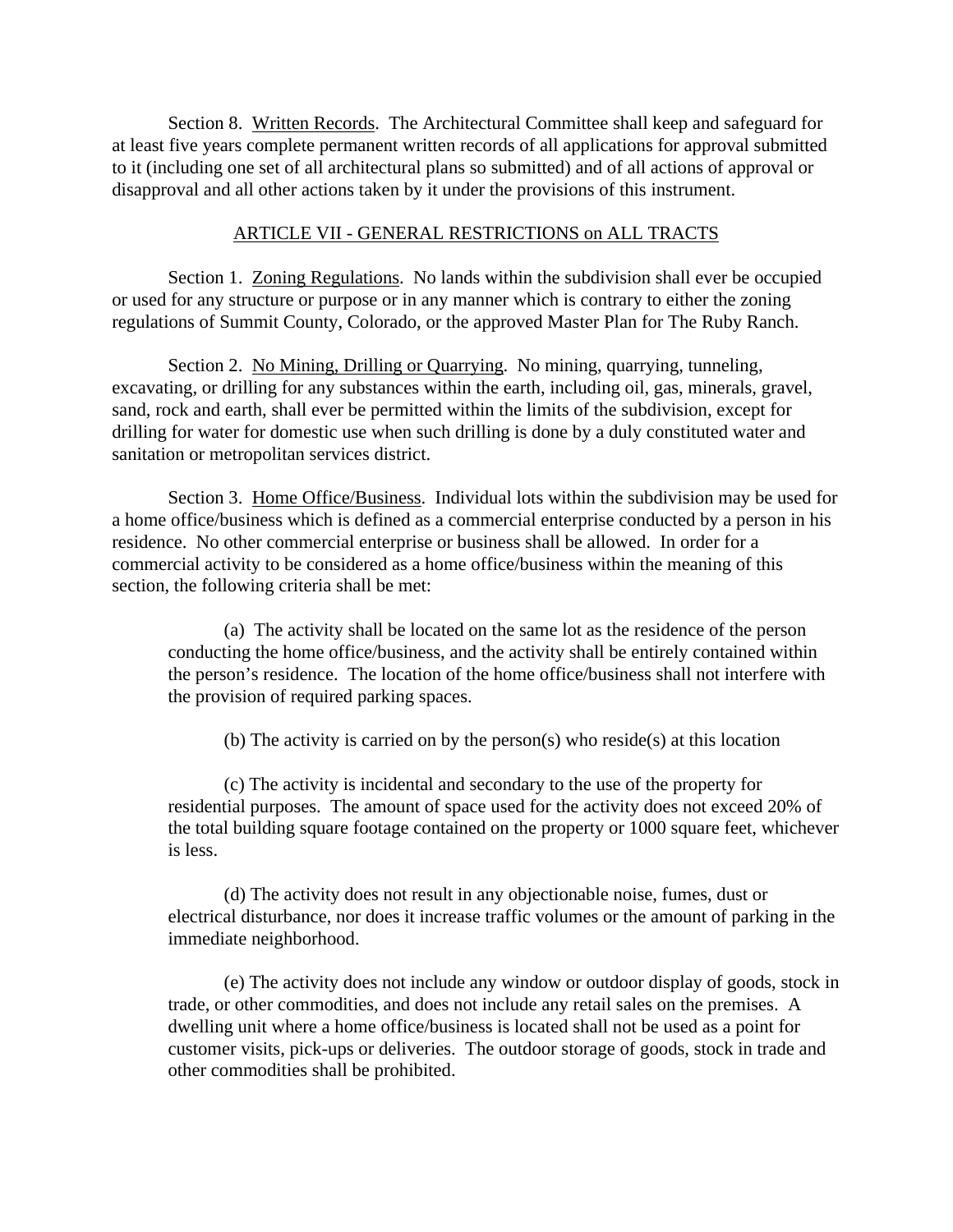Section 8. Written Records. The Architectural Committee shall keep and safeguard for at least five years complete permanent written records of all applications for approval submitted to it (including one set of all architectural plans so submitted) and of all actions of approval or disapproval and all other actions taken by it under the provisions of this instrument.

## ARTICLE VII - GENERAL RESTRICTIONS on ALL TRACTS

Section 1. Zoning Regulations. No lands within the subdivision shall ever be occupied or used for any structure or purpose or in any manner which is contrary to either the zoning regulations of Summit County, Colorado, or the approved Master Plan for The Ruby Ranch.

Section 2. No Mining, Drilling or Quarrying. No mining, quarrying, tunneling, excavating, or drilling for any substances within the earth, including oil, gas, minerals, gravel, sand, rock and earth, shall ever be permitted within the limits of the subdivision, except for drilling for water for domestic use when such drilling is done by a duly constituted water and sanitation or metropolitan services district.

Section 3. Home Office/Business. Individual lots within the subdivision may be used for a home office/business which is defined as a commercial enterprise conducted by a person in his residence. No other commercial enterprise or business shall be allowed. In order for a commercial activity to be considered as a home office/business within the meaning of this section, the following criteria shall be met:

(a) The activity shall be located on the same lot as the residence of the person conducting the home office/business, and the activity shall be entirely contained within the person's residence. The location of the home office/business shall not interfere with the provision of required parking spaces.

(b) The activity is carried on by the person(s) who reside(s) at this location

(c) The activity is incidental and secondary to the use of the property for residential purposes. The amount of space used for the activity does not exceed 20% of the total building square footage contained on the property or 1000 square feet, whichever is less.

(d) The activity does not result in any objectionable noise, fumes, dust or electrical disturbance, nor does it increase traffic volumes or the amount of parking in the immediate neighborhood.

(e) The activity does not include any window or outdoor display of goods, stock in trade, or other commodities, and does not include any retail sales on the premises. A dwelling unit where a home office/business is located shall not be used as a point for customer visits, pick-ups or deliveries. The outdoor storage of goods, stock in trade and other commodities shall be prohibited.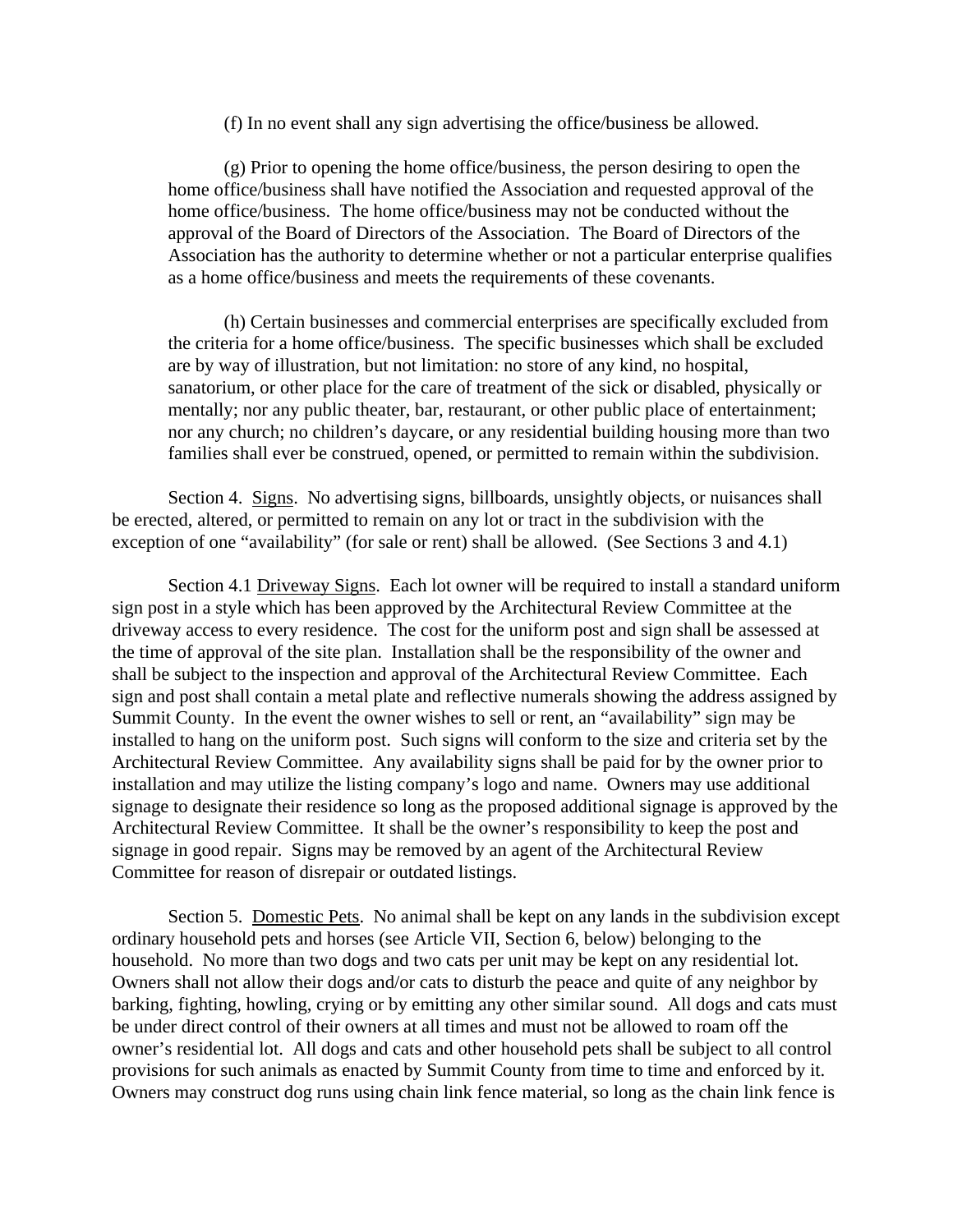(f) In no event shall any sign advertising the office/business be allowed.

(g) Prior to opening the home office/business, the person desiring to open the home office/business shall have notified the Association and requested approval of the home office/business. The home office/business may not be conducted without the approval of the Board of Directors of the Association. The Board of Directors of the Association has the authority to determine whether or not a particular enterprise qualifies as a home office/business and meets the requirements of these covenants.

(h) Certain businesses and commercial enterprises are specifically excluded from the criteria for a home office/business. The specific businesses which shall be excluded are by way of illustration, but not limitation: no store of any kind, no hospital, sanatorium, or other place for the care of treatment of the sick or disabled, physically or mentally; nor any public theater, bar, restaurant, or other public place of entertainment; nor any church; no children's daycare, or any residential building housing more than two families shall ever be construed, opened, or permitted to remain within the subdivision.

Section 4. Signs. No advertising signs, billboards, unsightly objects, or nuisances shall be erected, altered, or permitted to remain on any lot or tract in the subdivision with the exception of one "availability" (for sale or rent) shall be allowed. (See Sections 3 and 4.1)

Section 4.1 Driveway Signs. Each lot owner will be required to install a standard uniform sign post in a style which has been approved by the Architectural Review Committee at the driveway access to every residence. The cost for the uniform post and sign shall be assessed at the time of approval of the site plan. Installation shall be the responsibility of the owner and shall be subject to the inspection and approval of the Architectural Review Committee. Each sign and post shall contain a metal plate and reflective numerals showing the address assigned by Summit County. In the event the owner wishes to sell or rent, an "availability" sign may be installed to hang on the uniform post. Such signs will conform to the size and criteria set by the Architectural Review Committee. Any availability signs shall be paid for by the owner prior to installation and may utilize the listing company's logo and name. Owners may use additional signage to designate their residence so long as the proposed additional signage is approved by the Architectural Review Committee. It shall be the owner's responsibility to keep the post and signage in good repair. Signs may be removed by an agent of the Architectural Review Committee for reason of disrepair or outdated listings.

Section 5. Domestic Pets. No animal shall be kept on any lands in the subdivision except ordinary household pets and horses (see Article VII, Section 6, below) belonging to the household. No more than two dogs and two cats per unit may be kept on any residential lot. Owners shall not allow their dogs and/or cats to disturb the peace and quite of any neighbor by barking, fighting, howling, crying or by emitting any other similar sound. All dogs and cats must be under direct control of their owners at all times and must not be allowed to roam off the owner's residential lot. All dogs and cats and other household pets shall be subject to all control provisions for such animals as enacted by Summit County from time to time and enforced by it. Owners may construct dog runs using chain link fence material, so long as the chain link fence is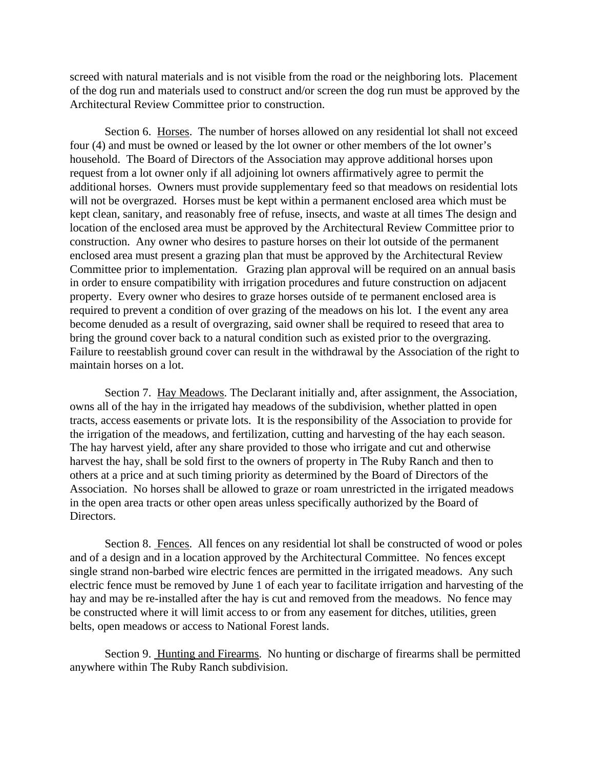screed with natural materials and is not visible from the road or the neighboring lots. Placement of the dog run and materials used to construct and/or screen the dog run must be approved by the Architectural Review Committee prior to construction.

Section 6. Horses. The number of horses allowed on any residential lot shall not exceed four (4) and must be owned or leased by the lot owner or other members of the lot owner's household. The Board of Directors of the Association may approve additional horses upon request from a lot owner only if all adjoining lot owners affirmatively agree to permit the additional horses. Owners must provide supplementary feed so that meadows on residential lots will not be overgrazed. Horses must be kept within a permanent enclosed area which must be kept clean, sanitary, and reasonably free of refuse, insects, and waste at all times The design and location of the enclosed area must be approved by the Architectural Review Committee prior to construction. Any owner who desires to pasture horses on their lot outside of the permanent enclosed area must present a grazing plan that must be approved by the Architectural Review Committee prior to implementation. Grazing plan approval will be required on an annual basis in order to ensure compatibility with irrigation procedures and future construction on adjacent property. Every owner who desires to graze horses outside of te permanent enclosed area is required to prevent a condition of over grazing of the meadows on his lot. I the event any area become denuded as a result of overgrazing, said owner shall be required to reseed that area to bring the ground cover back to a natural condition such as existed prior to the overgrazing. Failure to reestablish ground cover can result in the withdrawal by the Association of the right to maintain horses on a lot.

Section 7. Hay Meadows. The Declarant initially and, after assignment, the Association, owns all of the hay in the irrigated hay meadows of the subdivision, whether platted in open tracts, access easements or private lots. It is the responsibility of the Association to provide for the irrigation of the meadows, and fertilization, cutting and harvesting of the hay each season. The hay harvest yield, after any share provided to those who irrigate and cut and otherwise harvest the hay, shall be sold first to the owners of property in The Ruby Ranch and then to others at a price and at such timing priority as determined by the Board of Directors of the Association. No horses shall be allowed to graze or roam unrestricted in the irrigated meadows in the open area tracts or other open areas unless specifically authorized by the Board of Directors.

Section 8. Fences. All fences on any residential lot shall be constructed of wood or poles and of a design and in a location approved by the Architectural Committee. No fences except single strand non-barbed wire electric fences are permitted in the irrigated meadows. Any such electric fence must be removed by June 1 of each year to facilitate irrigation and harvesting of the hay and may be re-installed after the hay is cut and removed from the meadows. No fence may be constructed where it will limit access to or from any easement for ditches, utilities, green belts, open meadows or access to National Forest lands.

Section 9. Hunting and Firearms. No hunting or discharge of firearms shall be permitted anywhere within The Ruby Ranch subdivision.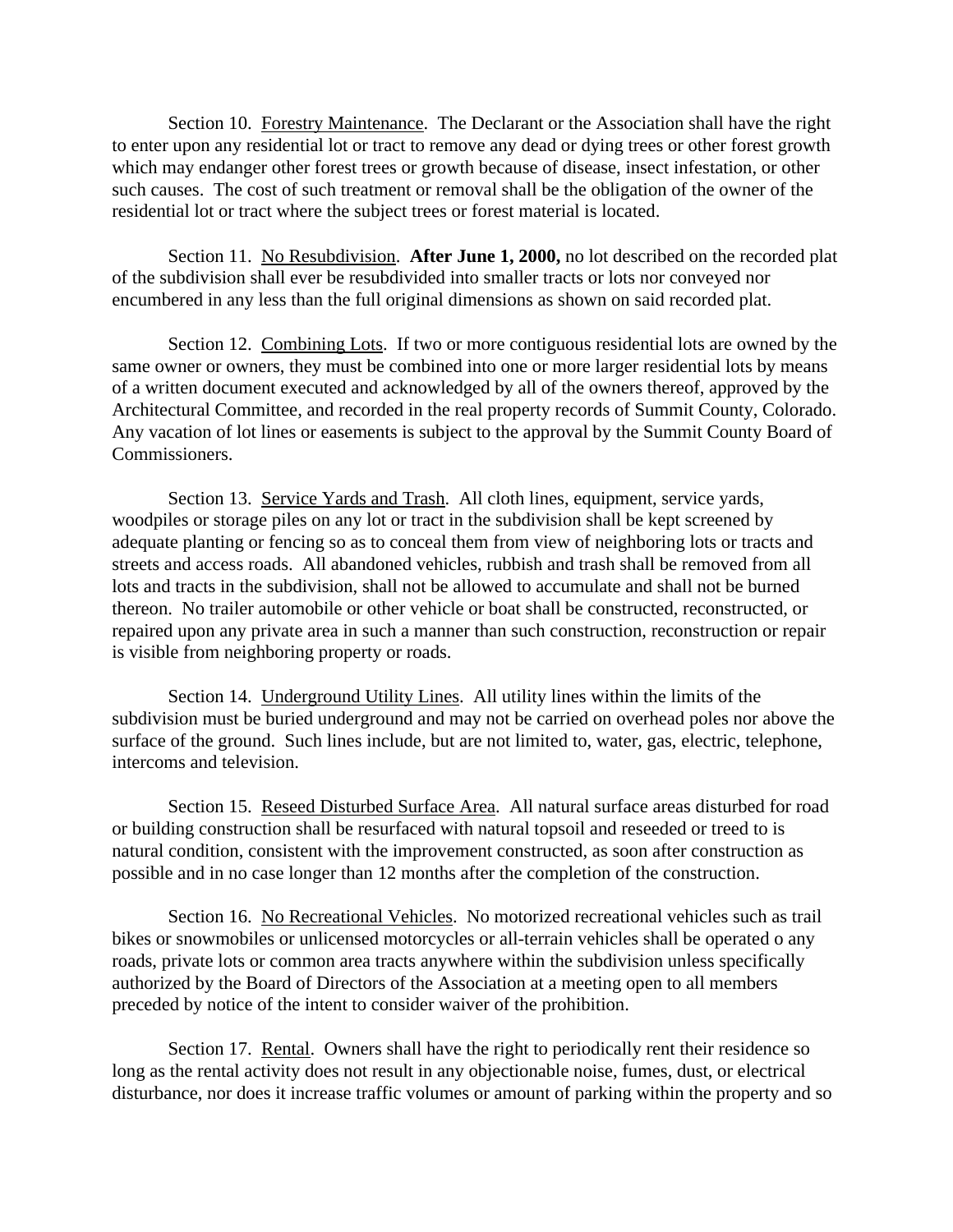Section 10. Forestry Maintenance. The Declarant or the Association shall have the right to enter upon any residential lot or tract to remove any dead or dying trees or other forest growth which may endanger other forest trees or growth because of disease, insect infestation, or other such causes. The cost of such treatment or removal shall be the obligation of the owner of the residential lot or tract where the subject trees or forest material is located.

Section 11. No Resubdivision. **After June 1, 2000,** no lot described on the recorded plat of the subdivision shall ever be resubdivided into smaller tracts or lots nor conveyed nor encumbered in any less than the full original dimensions as shown on said recorded plat.

Section 12. Combining Lots. If two or more contiguous residential lots are owned by the same owner or owners, they must be combined into one or more larger residential lots by means of a written document executed and acknowledged by all of the owners thereof, approved by the Architectural Committee, and recorded in the real property records of Summit County, Colorado. Any vacation of lot lines or easements is subject to the approval by the Summit County Board of Commissioners.

Section 13. Service Yards and Trash. All cloth lines, equipment, service yards, woodpiles or storage piles on any lot or tract in the subdivision shall be kept screened by adequate planting or fencing so as to conceal them from view of neighboring lots or tracts and streets and access roads. All abandoned vehicles, rubbish and trash shall be removed from all lots and tracts in the subdivision, shall not be allowed to accumulate and shall not be burned thereon. No trailer automobile or other vehicle or boat shall be constructed, reconstructed, or repaired upon any private area in such a manner than such construction, reconstruction or repair is visible from neighboring property or roads.

Section 14. Underground Utility Lines. All utility lines within the limits of the subdivision must be buried underground and may not be carried on overhead poles nor above the surface of the ground. Such lines include, but are not limited to, water, gas, electric, telephone, intercoms and television.

Section 15. Reseed Disturbed Surface Area. All natural surface areas disturbed for road or building construction shall be resurfaced with natural topsoil and reseeded or treed to is natural condition, consistent with the improvement constructed, as soon after construction as possible and in no case longer than 12 months after the completion of the construction.

Section 16. No Recreational Vehicles. No motorized recreational vehicles such as trail bikes or snowmobiles or unlicensed motorcycles or all-terrain vehicles shall be operated o any roads, private lots or common area tracts anywhere within the subdivision unless specifically authorized by the Board of Directors of the Association at a meeting open to all members preceded by notice of the intent to consider waiver of the prohibition.

Section 17. Rental. Owners shall have the right to periodically rent their residence so long as the rental activity does not result in any objectionable noise, fumes, dust, or electrical disturbance, nor does it increase traffic volumes or amount of parking within the property and so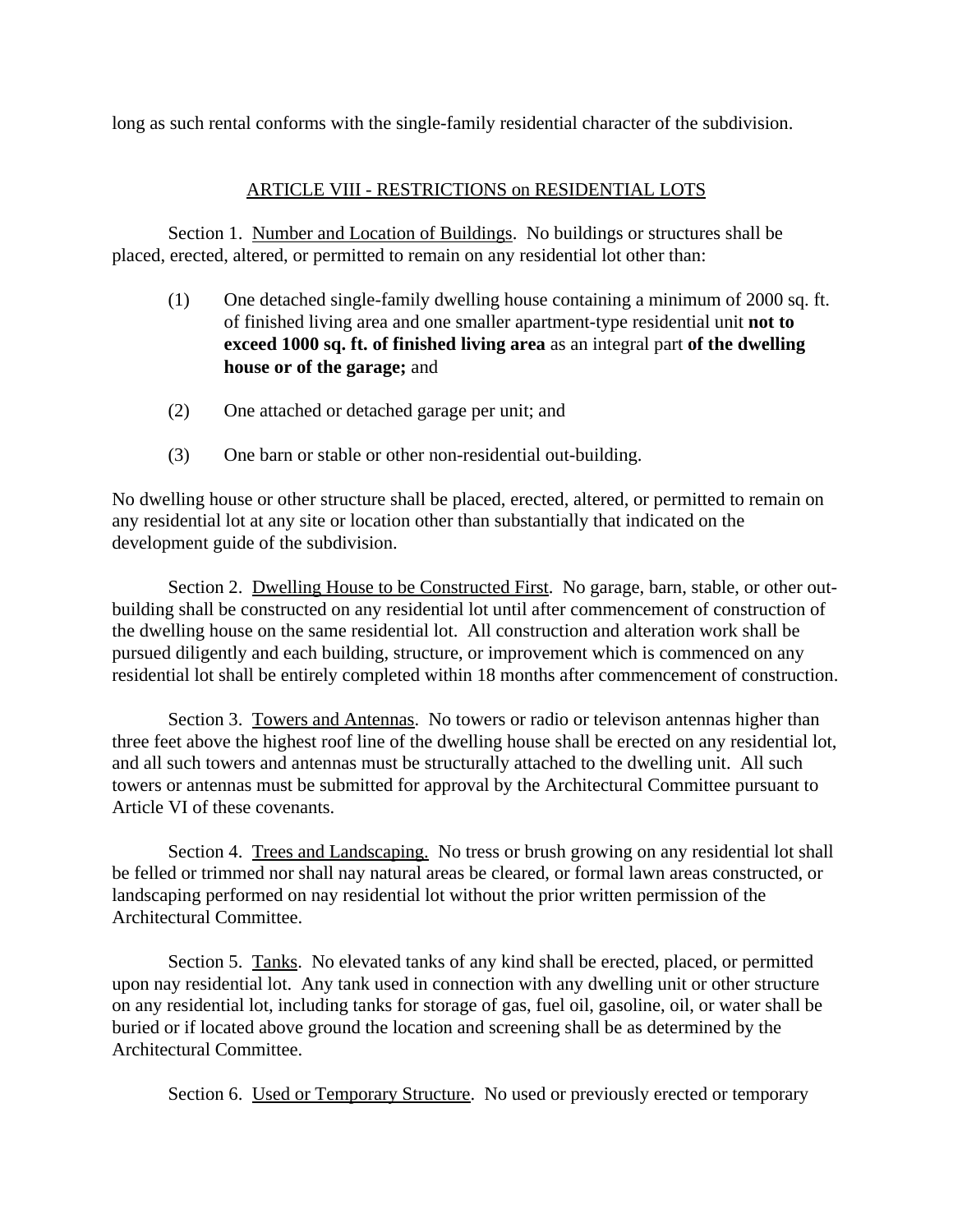long as such rental conforms with the single-family residential character of the subdivision.

## ARTICLE VIII - RESTRICTIONS on RESIDENTIAL LOTS

Section 1. Number and Location of Buildings. No buildings or structures shall be placed, erected, altered, or permitted to remain on any residential lot other than:

(1) One detached single-family dwelling house containing a minimum of 2000 sq. ft. of finished living area and one smaller apartment-type residential unit **not to exceed 1000 sq. ft. of finished living area** as an integral part **of the dwelling house or of the garage;** and

(2) One attached or detached garage per unit; and

(3) One barn or stable or other non-residential out-building.

No dwelling house or other structure shall be placed, erected, altered, or permitted to remain on any residential lot at any site or location other than substantially that indicated on the development guide of the subdivision.

Section 2. Dwelling House to be Constructed First. No garage, barn, stable, or other out-building shall be constructed on any residential lot until after commencement of construction of the dwelling house on the same residential lot. All construction and alteration work shall be pursued diligently and each building, structure, or improvement which is commenced on any residential lot shall be entirely completed within 18 months after commencement of construction.

Section 3. Towers and Antennas. No towers or radio or televison antennas higher than three feet above the highest roof line of the dwelling house shall be erected on any residential lot, and all such towers and antennas must be structurally attached to the dwelling unit. All such towers or antennas must be submitted for approval by the Architectural Committee pursuant to Article VI of these covenants.

Section 4. Trees and Landscaping. No tress or brush growing on any residential lot shall be felled or trimmed nor shall nay natural areas be cleared, or formal lawn areas constructed, or landscaping performed on nay residential lot without the prior written permission of the Architectural Committee.

Section 5. Tanks. No elevated tanks of any kind shall be erected, placed, or permitted upon nay residential lot. Any tank used in connection with any dwelling unit or other structure on any residential lot, including tanks for storage of gas, fuel oil, gasoline, oil, or water shall be buried or if located above ground the location and screening shall be as determined by the Architectural Committee.

Section 6. Used or Temporary Structure. No used or previously erected or temporary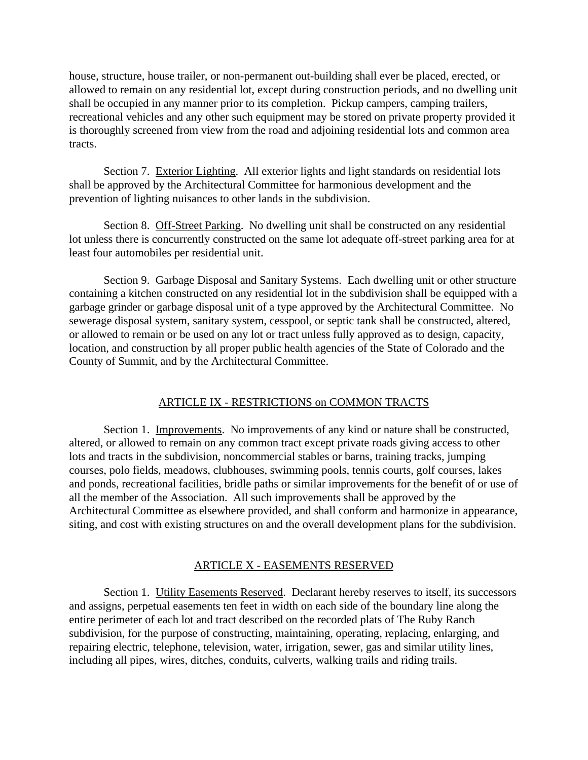house, structure, house trailer, or non-permanent out-building shall ever be placed, erected, or allowed to remain on any residential lot, except during construction periods, and no dwelling unit shall be occupied in any manner prior to its completion. Pickup campers, camping trailers, recreational vehicles and any other such equipment may be stored on private property provided it is thoroughly screened from view from the road and adjoining residential lots and common area tracts.

Section 7. Exterior Lighting. All exterior lights and light standards on residential lots shall be approved by the Architectural Committee for harmonious development and the prevention of lighting nuisances to other lands in the subdivision.

Section 8. Off-Street Parking. No dwelling unit shall be constructed on any residential lot unless there is concurrently constructed on the same lot adequate off-street parking area for at least four automobiles per residential unit.

Section 9. Garbage Disposal and Sanitary Systems. Each dwelling unit or other structure containing a kitchen constructed on any residential lot in the subdivision shall be equipped with a garbage grinder or garbage disposal unit of a type approved by the Architectural Committee. No sewerage disposal system, sanitary system, cesspool, or septic tank shall be constructed, altered, or allowed to remain or be used on any lot or tract unless fully approved as to design, capacity, location, and construction by all proper public health agencies of the State of Colorado and the County of Summit, and by the Architectural Committee.

## ARTICLE IX - RESTRICTIONS on COMMON TRACTS

Section 1. Improvements. No improvements of any kind or nature shall be constructed, altered, or allowed to remain on any common tract except private roads giving access to other lots and tracts in the subdivision, noncommercial stables or barns, training tracks, jumping courses, polo fields, meadows, clubhouses, swimming pools, tennis courts, golf courses, lakes and ponds, recreational facilities, bridle paths or similar improvements for the benefit of or use of all the member of the Association. All such improvements shall be approved by the Architectural Committee as elsewhere provided, and shall conform and harmonize in appearance, siting, and cost with existing structures on and the overall development plans for the subdivision.

## ARTICLE X - EASEMENTS RESERVED

Section 1. Utility Easements Reserved. Declarant hereby reserves to itself, its successors and assigns, perpetual easements ten feet in width on each side of the boundary line along the entire perimeter of each lot and tract described on the recorded plats of The Ruby Ranch subdivision, for the purpose of constructing, maintaining, operating, replacing, enlarging, and repairing electric, telephone, television, water, irrigation, sewer, gas and similar utility lines, including all pipes, wires, ditches, conduits, culverts, walking trails and riding trails.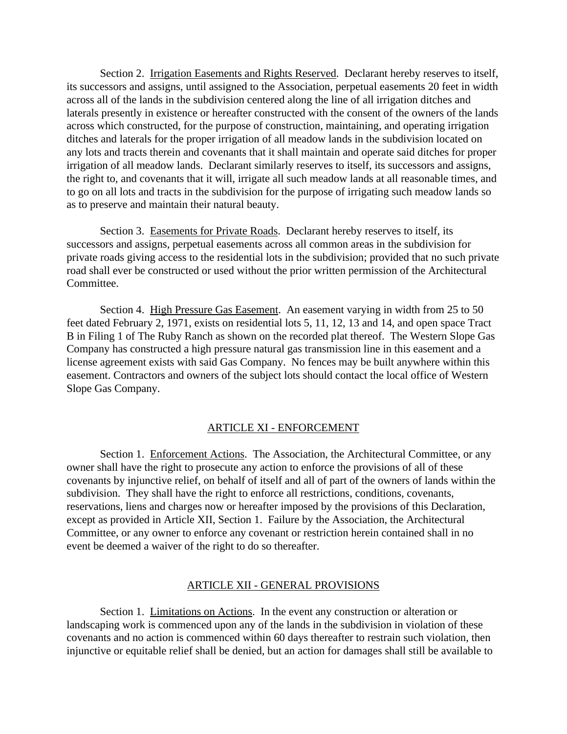Section 2. <u>Irrigation Easements and Rights Reserved</u>. Declarant hereby reserves to itself, its successors and assigns, until assigned to the Association, perpetual easements 20 feet in width across all of the lands in the subdivision centered along the line of all irrigation ditches and laterals presently in existence or hereafter constructed with the consent of the owners of the lands across which constructed, for the purpose of construction, maintaining, and operating irrigation ditches and laterals for the proper irrigation of all meadow lands in the subdivision located on any lots and tracts therein and covenants that it shall maintain and operate said ditches for proper irrigation of all meadow lands. Declarant similarly reserves to itself, its successors and assigns, the right to, and covenants that it will, irrigate all such meadow lands at all reasonable times, and to go on all lots and tracts in the subdivision for the purpose of irrigating such meadow lands so as to preserve and maintain their natural beauty.

Section 3. <u>Easements for Private Roads</u>. Declarant hereby reserves to itself, its successors and assigns, perpetual easements across all common areas in the subdivision for private roads giving access to the residential lots in the subdivision; provided that no such private road shall ever be constructed or used without the prior written permission of the Architectural Committee.

Section 4. <u>High Pressure Gas Easement</u>. An easement varying in width from 25 to 50 feet dated February 2, 1971, exists on residential lots 5, 11, 12, 13 and 14, and open space Tract B in Filing 1 of The Ruby Ranch as shown on the recorded plat thereof. The Western Slope Gas Company has constructed a high pressure natural gas transmission line in this easement and a license agreement exists with said Gas Company. No fences may be built anywhere within this easement. Contractors and owners of the subject lots should contact the local office of Western Slope Gas Company.

## ARTICLE XI - ENFORCEMENT

Section 1. <u>Enforcement Actions</u>. The Association, the Architectural Committee, or any owner shall have the right to prosecute any action to enforce the provisions of all of these covenants by injunctive relief, on behalf of itself and all of part of the owners of lands within the subdivision. They shall have the right to enforce all restrictions, conditions, covenants, reservations, liens and charges now or hereafter imposed by the provisions of this Declaration, except as provided in Article XII, Section 1. Failure by the Association, the Architectural Committee, or any owner to enforce any covenant or restriction herein contained shall in no event be deemed a waiver of the right to do so thereafter.

## ARTICLE XII - GENERAL PROVISIONS

Section 1. <u>Limitations on Actions</u>. In the event any construction or alteration or landscaping work is commenced upon any of the lands in the subdivision in violation of these covenants and no action is commenced within 60 days thereafter to restrain such violation, then injunctive or equitable relief shall be denied, but an action for damages shall still be available to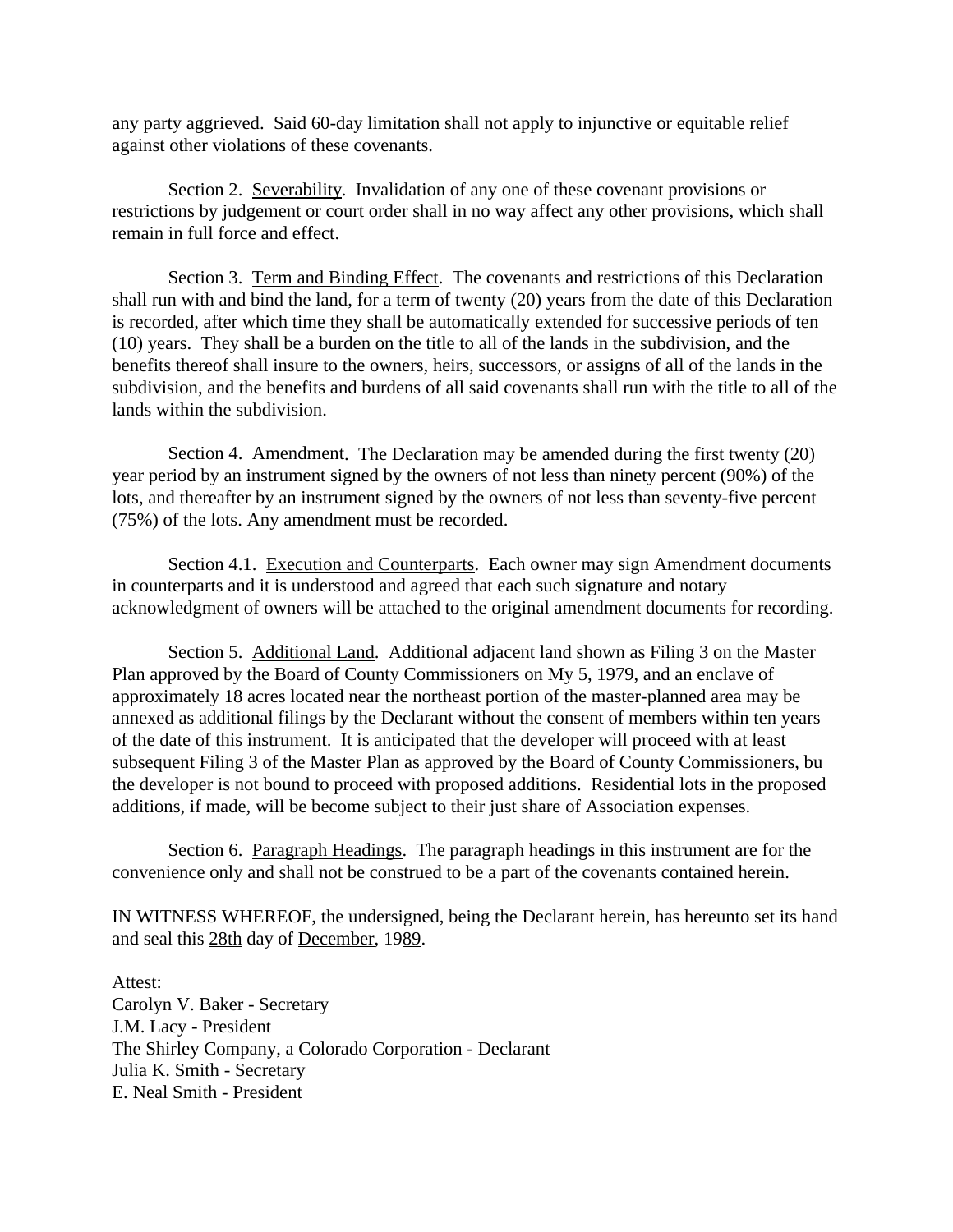any party aggrieved. Said 60-day limitation shall not apply to injunctive or equitable relief against other violations of these covenants.

Section 2. Severability. Invalidation of any one of these covenant provisions or restrictions by judgement or court order shall in no way affect any other provisions, which shall remain in full force and effect.

Section 3. Term and Binding Effect. The covenants and restrictions of this Declaration shall run with and bind the land, for a term of twenty (20) years from the date of this Declaration is recorded, after which time they shall be automatically extended for successive periods of ten (10) years. They shall be a burden on the title to all of the lands in the subdivision, and the benefits thereof shall insure to the owners, heirs, successors, or assigns of all of the lands in the subdivision, and the benefits and burdens of all said covenants shall run with the title to all of the lands within the subdivision.

Section 4. Amendment. The Declaration may be amended during the first twenty (20) year period by an instrument signed by the owners of not less than ninety percent (90%) of the lots, and thereafter by an instrument signed by the owners of not less than seventy-five percent (75%) of the lots. Any amendment must be recorded.

Section 4.1. Execution and Counterparts. Each owner may sign Amendment documents in counterparts and it is understood and agreed that each such signature and notary acknowledgment of owners will be attached to the original amendment documents for recording.

Section 5. Additional Land. Additional adjacent land shown as Filing 3 on the Master Plan approved by the Board of County Commissioners on My 5, 1979, and an enclave of approximately 18 acres located near the northeast portion of the master-planned area may be annexed as additional filings by the Declarant without the consent of members within ten years of the date of this instrument. It is anticipated that the developer will proceed with at least subsequent Filing 3 of the Master Plan as approved by the Board of County Commissioners, bu the developer is not bound to proceed with proposed additions. Residential lots in the proposed additions, if made, will be become subject to their just share of Association expenses.

Section 6. Paragraph Headings. The paragraph headings in this instrument are for the convenience only and shall not be construed to be a part of the covenants contained herein.

IN WITNESS WHEREOF, the undersigned, being the Declarant herein, has hereunto set its hand and seal this 28th day of December, 1989.

Attest:
Carolyn V. Baker - Secretary
J.M. Lacy - President
The Shirley Company, a Colorado Corporation - Declarant
Julia K. Smith - Secretary
E. Neal Smith - President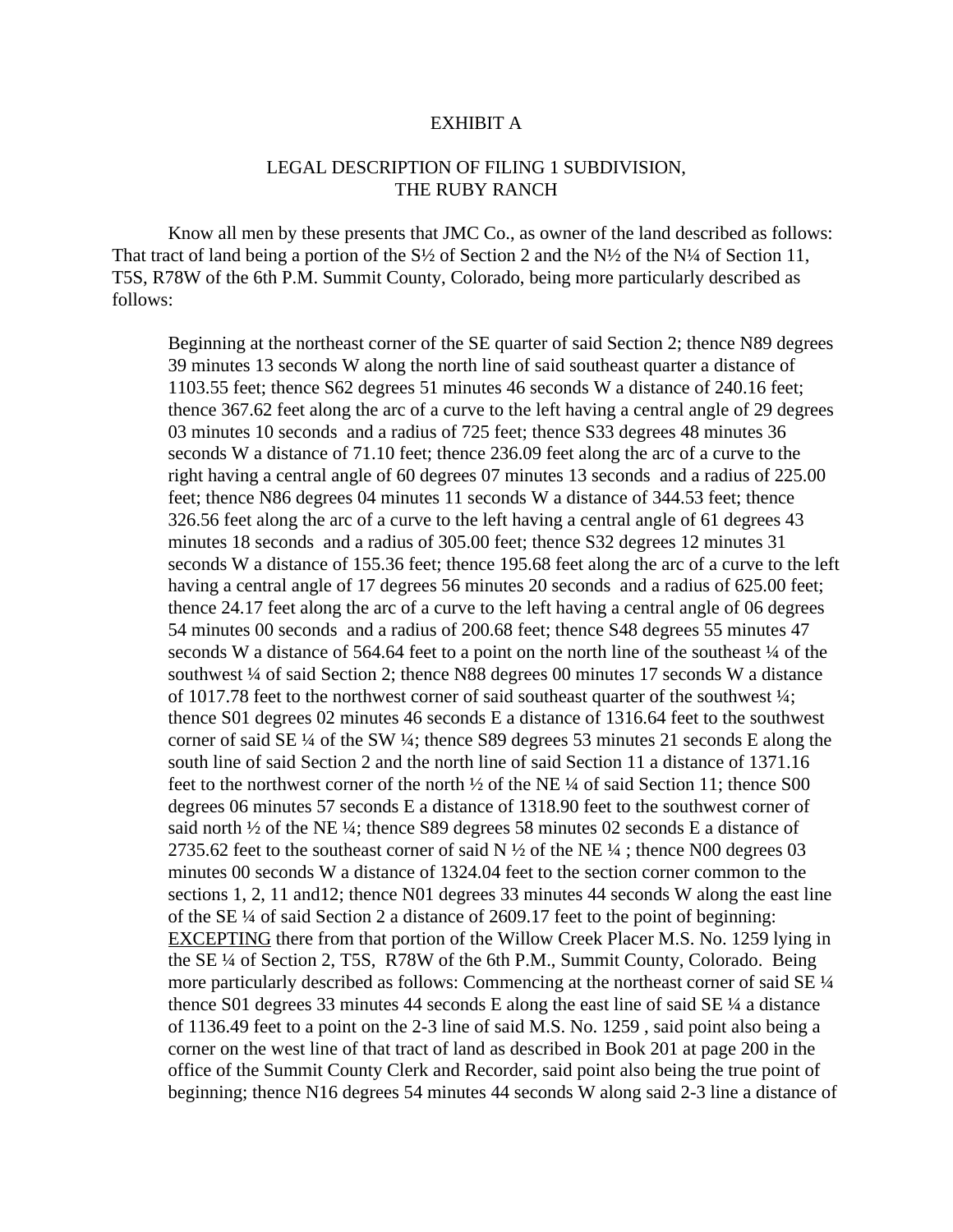EXHIBIT A

LEGAL DESCRIPTION OF FILING 1 SUBDIVISION,
THE RUBY RANCH

Know all men by these presents that JMC Co., as owner of the land described as follows: That tract of land being a portion of the S½ of Section 2 and the N½ of the N¼ of Section 11, T5S, R78W of the 6th P.M. Summit County, Colorado, being more particularly described as follows:

> Beginning at the northeast corner of the SE quarter of said Section 2; thence N89 degrees 39 minutes 13 seconds W along the north line of said southeast quarter a distance of 1103.55 feet; thence S62 degrees 51 minutes 46 seconds W a distance of 240.16 feet; thence 367.62 feet along the arc of a curve to the left having a central angle of 29 degrees 03 minutes 10 seconds and a radius of 725 feet; thence S33 degrees 48 minutes 36 seconds W a distance of 71.10 feet; thence 236.09 feet along the arc of a curve to the right having a central angle of 60 degrees 07 minutes 13 seconds and a radius of 225.00 feet; thence N86 degrees 04 minutes 11 seconds W a distance of 344.53 feet; thence 326.56 feet along the arc of a curve to the left having a central angle of 61 degrees 43 minutes 18 seconds and a radius of 305.00 feet; thence S32 degrees 12 minutes 31 seconds W a distance of 155.36 feet; thence 195.68 feet along the arc of a curve to the left having a central angle of 17 degrees 56 minutes 20 seconds and a radius of 625.00 feet; thence 24.17 feet along the arc of a curve to the left having a central angle of 06 degrees 54 minutes 00 seconds and a radius of 200.68 feet; thence S48 degrees 55 minutes 47 seconds W a distance of 564.64 feet to a point on the north line of the southeast ¼ of the southwest ¼ of said Section 2; thence N88 degrees 00 minutes 17 seconds W a distance of 1017.78 feet to the northwest corner of said southeast quarter of the southwest ¼; thence S01 degrees 02 minutes 46 seconds E a distance of 1316.64 feet to the southwest corner of said SE ¼ of the SW ¼; thence S89 degrees 53 minutes 21 seconds E along the south line of said Section 2 and the north line of said Section 11 a distance of 1371.16 feet to the northwest corner of the north ½ of the NE ¼ of said Section 11; thence S00 degrees 06 minutes 57 seconds E a distance of 1318.90 feet to the southwest corner of said north ½ of the NE ¼; thence S89 degrees 58 minutes 02 seconds E a distance of 2735.62 feet to the southeast corner of said N ½ of the NE ¼ ; thence N00 degrees 03 minutes 00 seconds W a distance of 1324.04 feet to the section corner common to the sections 1, 2, 11 and12; thence N01 degrees 33 minutes 44 seconds W along the east line of the SE ¼ of said Section 2 a distance of 2609.17 feet to the point of beginning: <u>EXCEPTING</u> there from that portion of the Willow Creek Placer M.S. No. 1259 lying in the SE ¼ of Section 2, T5S, R78W of the 6th P.M., Summit County, Colorado. Being more particularly described as follows: Commencing at the northeast corner of said SE ¼ thence S01 degrees 33 minutes 44 seconds E along the east line of said SE ¼ a distance of 1136.49 feet to a point on the 2-3 line of said M.S. No. 1259 , said point also being a corner on the west line of that tract of land as described in Book 201 at page 200 in the office of the Summit County Clerk and Recorder, said point also being the true point of beginning; thence N16 degrees 54 minutes 44 seconds W along said 2-3 line a distance of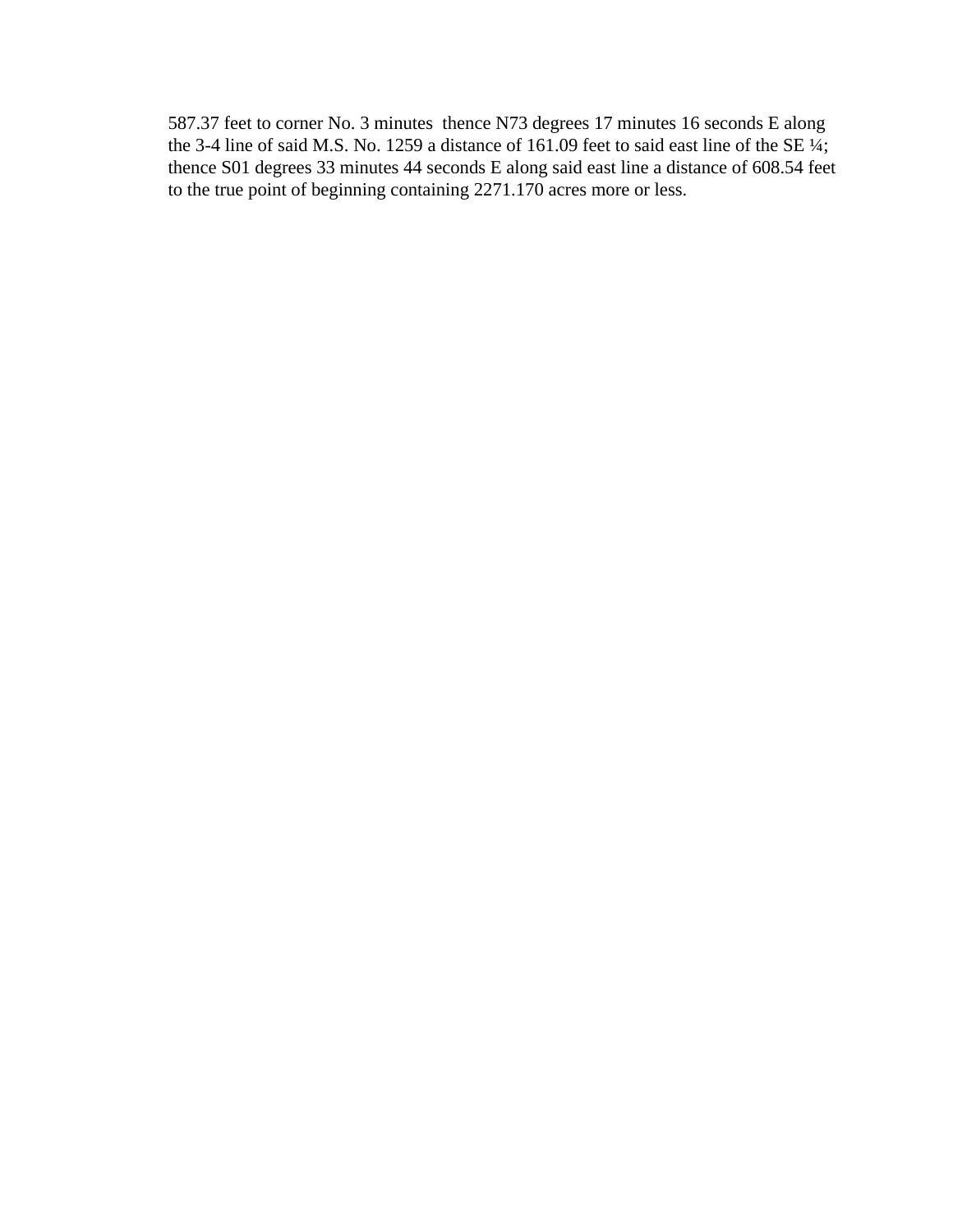587.37 feet to corner No. 3 minutes thence N73 degrees 17 minutes 16 seconds E along the 3-4 line of said M.S. No. 1259 a distance of 161.09 feet to said east line of the SE ¼; thence S01 degrees 33 minutes 44 seconds E along said east line a distance of 608.54 feet to the true point of beginning containing 2271.170 acres more or less.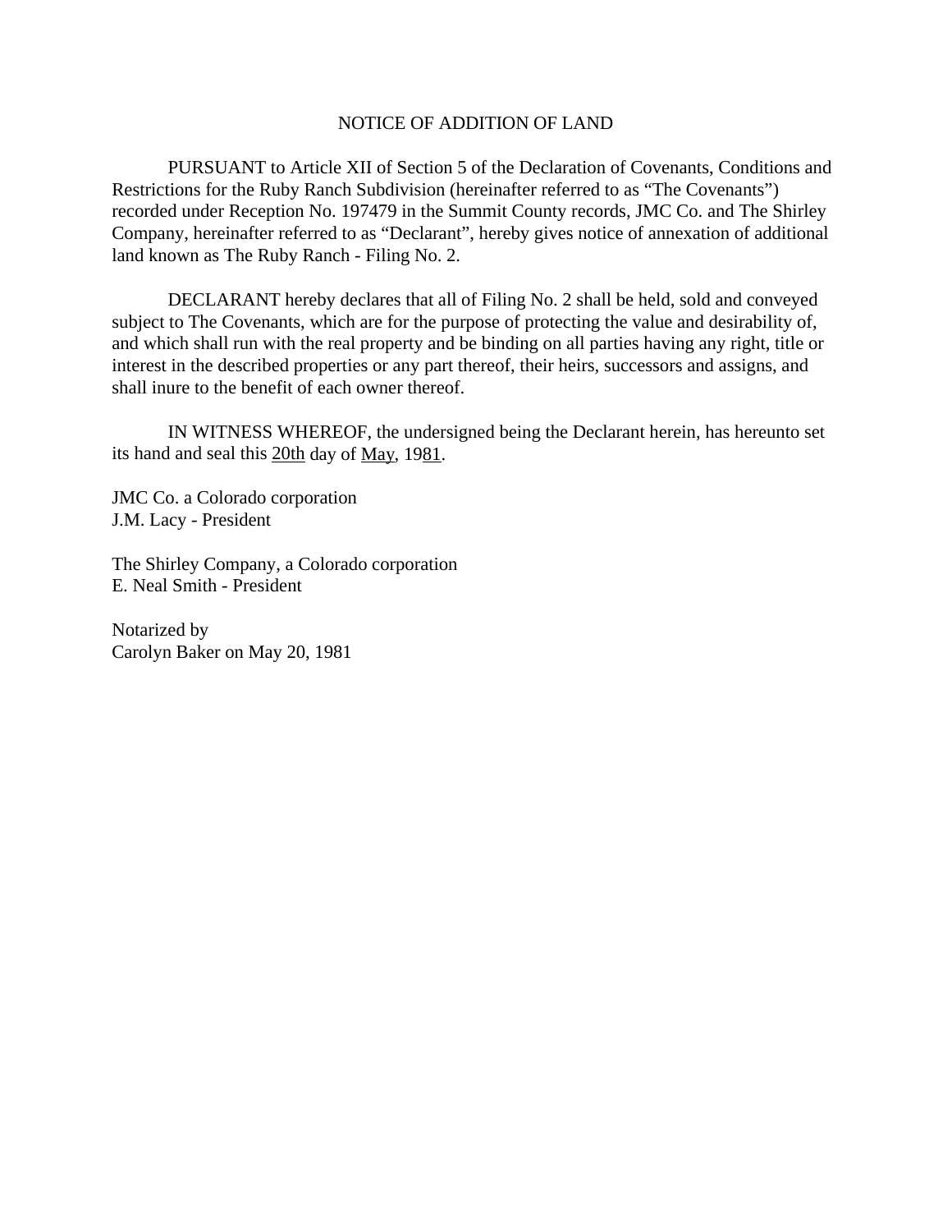# NOTICE OF ADDITION OF LAND

PURSUANT to Article XII of Section 5 of the Declaration of Covenants, Conditions and Restrictions for the Ruby Ranch Subdivision (hereinafter referred to as "The Covenants") recorded under Reception No. 197479 in the Summit County records, JMC Co. and The Shirley Company, hereinafter referred to as "Declarant", hereby gives notice of annexation of additional land known as The Ruby Ranch - Filing No. 2.

DECLARANT hereby declares that all of Filing No. 2 shall be held, sold and conveyed subject to The Covenants, which are for the purpose of protecting the value and desirability of, and which shall run with the real property and be binding on all parties having any right, title or interest in the described properties or any part thereof, their heirs, successors and assigns, and shall inure to the benefit of each owner thereof.

IN WITNESS WHEREOF, the undersigned being the Declarant herein, has hereunto set its hand and seal this 20th day of May, 1981.

JMC Co. a Colorado corporation  
J.M. Lacy - President

The Shirley Company, a Colorado corporation  
E. Neal Smith - President

Notarized by  
Carolyn Baker on May 20, 1981